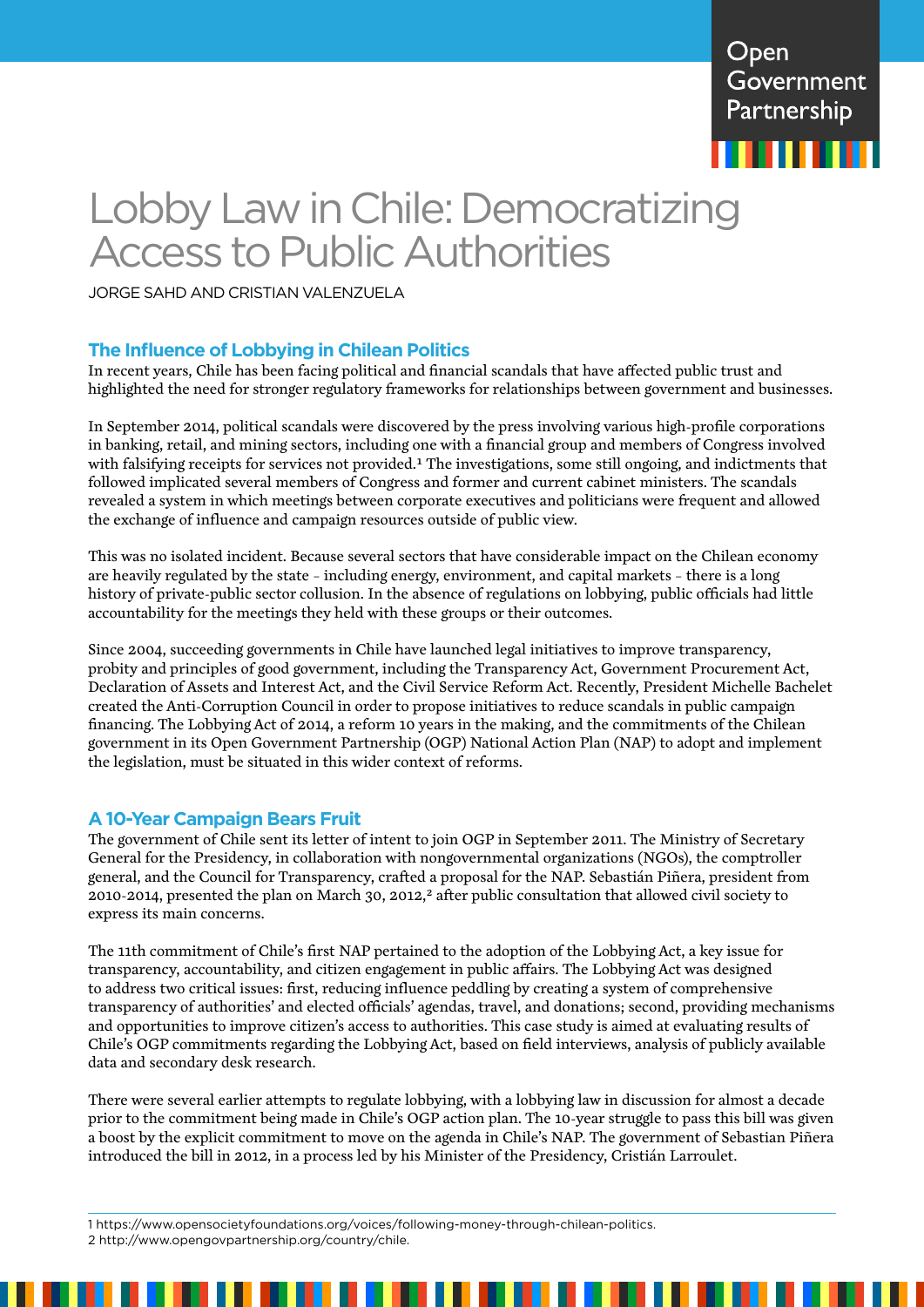# Lobby Law in Chile: Democratizing Access to Public Authorities

JORGE SAHD AND CRISTIAN VALENZUELA

## The Influence of Lobbying in Chilean Politics

In recent years, Chile has been facing political and financial scandals that have affected public trust and highlighted the need for stronger regulatory frameworks for relationships between government and businesses.

In September 2014, political scandals were discovered by the press involving various high-profile corporations in banking, retail, and mining sectors, including one with a financial group and members of Congress involved with falsifying receipts for services not provided.[1] The investigations, some still ongoing, and indictments that followed implicated several members of Congress and former and current cabinet ministers. The scandals revealed a system in which meetings between corporate executives and politicians were frequent and allowed the exchange of influence and campaign resources outside of public view.

This was no isolated incident. Because several sectors that have considerable impact on the Chilean economy are heavily regulated by the state – including energy, environment, and capital markets – there is a long history of private-public sector collusion. In the absence of regulations on lobbying, public officials had little accountability for the meetings they held with these groups or their outcomes.

Since 2004, succeeding governments in Chile have launched legal initiatives to improve transparency, probity and principles of good government, including the Transparency Act, Government Procurement Act, Declaration of Assets and Interest Act, and the Civil Service Reform Act. Recently, President Michelle Bachelet created the Anti-Corruption Council in order to propose initiatives to reduce scandals in public campaign financing. The Lobbying Act of 2014, a reform 10 years in the making, and the commitments of the Chilean government in its Open Government Partnership (OGP) National Action Plan (NAP) to adopt and implement the legislation, must be situated in this wider context of reforms.

## A 10-Year Campaign Bears Fruit

The government of Chile sent its letter of intent to join OGP in September 2011. The Ministry of Secretary General for the Presidency, in collaboration with nongovernmental organizations (NGOs), the comptroller general, and the Council for Transparency, crafted a proposal for the NAP. Sebastián Piñera, president from 2010-2014, presented the plan on March 30, 2012,[2] after public consultation that allowed civil society to express its main concerns.

The 11th commitment of Chile's first NAP pertained to the adoption of the Lobbying Act, a key issue for transparency, accountability, and citizen engagement in public affairs. The Lobbying Act was designed to address two critical issues: first, reducing influence peddling by creating a system of comprehensive transparency of authorities' and elected officials' agendas, travel, and donations; second, providing mechanisms and opportunities to improve citizen's access to authorities. This case study is aimed at evaluating results of Chile's OGP commitments regarding the Lobbying Act, based on field interviews, analysis of publicly available data and secondary desk research.

There were several earlier attempts to regulate lobbying, with a lobbying law in discussion for almost a decade prior to the commitment being made in Chile's OGP action plan. The 10-year struggle to pass this bill was given a boost by the explicit commitment to move on the agenda in Chile's NAP. The government of Sebastian Piñera introduced the bill in 2012, in a process led by his Minister of the Presidency, Cristián Larroulet.

---

1 https://www.opensocietyfoundations.org/voices/following-money-through-chilean-politics.
2 http://www.opengovpartnership.org/country/chile.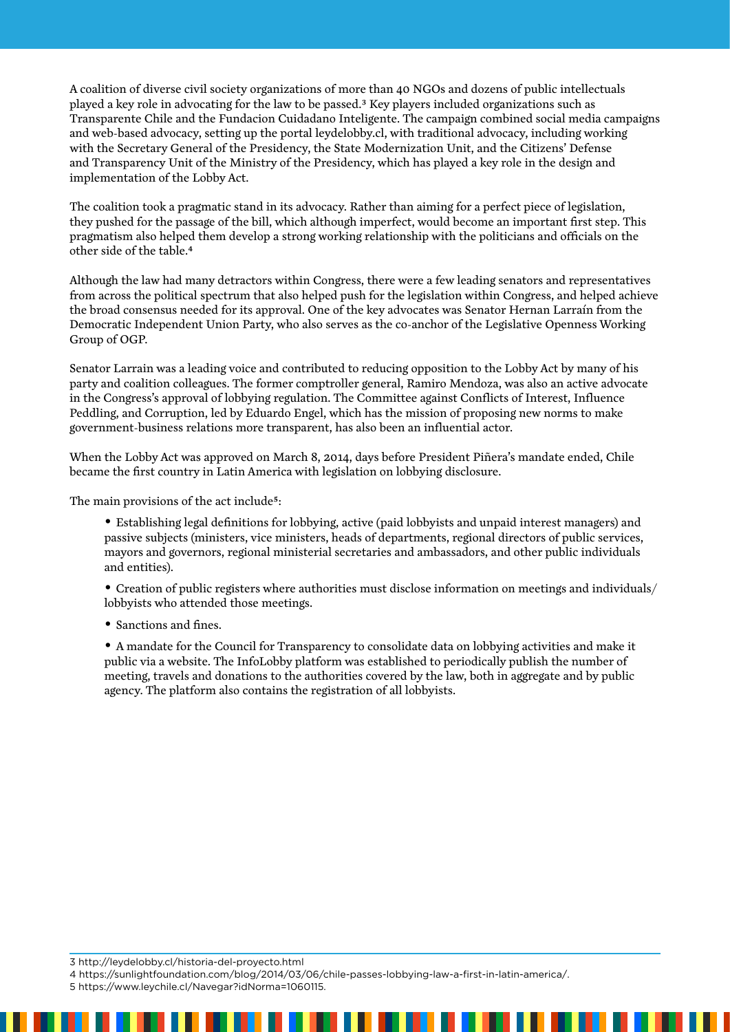A coalition of diverse civil society organizations of more than 40 NGOs and dozens of public intellectuals played a key role in advocating for the law to be passed.[3] Key players included organizations such as Transparente Chile and the Fundacion Cuidadano Inteligente. The campaign combined social media campaigns and web-based advocacy, setting up the portal leydelobby.cl, with traditional advocacy, including working with the Secretary General of the Presidency, the State Modernization Unit, and the Citizens' Defense and Transparency Unit of the Ministry of the Presidency, which has played a key role in the design and implementation of the Lobby Act.

The coalition took a pragmatic stand in its advocacy. Rather than aiming for a perfect piece of legislation, they pushed for the passage of the bill, which although imperfect, would become an important first step. This pragmatism also helped them develop a strong working relationship with the politicians and officials on the other side of the table.[4]

Although the law had many detractors within Congress, there were a few leading senators and representatives from across the political spectrum that also helped push for the legislation within Congress, and helped achieve the broad consensus needed for its approval. One of the key advocates was Senator Hernan Larraín from the Democratic Independent Union Party, who also serves as the co-anchor of the Legislative Openness Working Group of OGP.

Senator Larrain was a leading voice and contributed to reducing opposition to the Lobby Act by many of his party and coalition colleagues. The former comptroller general, Ramiro Mendoza, was also an active advocate in the Congress's approval of lobbying regulation. The Committee against Conflicts of Interest, Influence Peddling, and Corruption, led by Eduardo Engel, which has the mission of proposing new norms to make government-business relations more transparent, has also been an influential actor.

When the Lobby Act was approved on March 8, 2014, days before President Piñera's mandate ended, Chile became the first country in Latin America with legislation on lobbying disclosure.

The main provisions of the act include[5]:

- Establishing legal definitions for lobbying, active (paid lobbyists and unpaid interest managers) and passive subjects (ministers, vice ministers, heads of departments, regional directors of public services, mayors and governors, regional ministerial secretaries and ambassadors, and other public individuals and entities).
- Creation of public registers where authorities must disclose information on meetings and individuals/lobbyists who attended those meetings.
- Sanctions and fines.
- A mandate for the Council for Transparency to consolidate data on lobbying activities and make it public via a website. The InfoLobby platform was established to periodically publish the number of meeting, travels and donations to the authorities covered by the law, both in aggregate and by public agency. The platform also contains the registration of all lobbyists.

---

3 http://leydelobby.cl/historia-del-proyecto.html

4 https://sunlightfoundation.com/blog/2014/03/06/chile-passes-lobbying-law-a-first-in-latin-america/.

5 https://www.leychile.cl/Navegar?idNorma=1060115.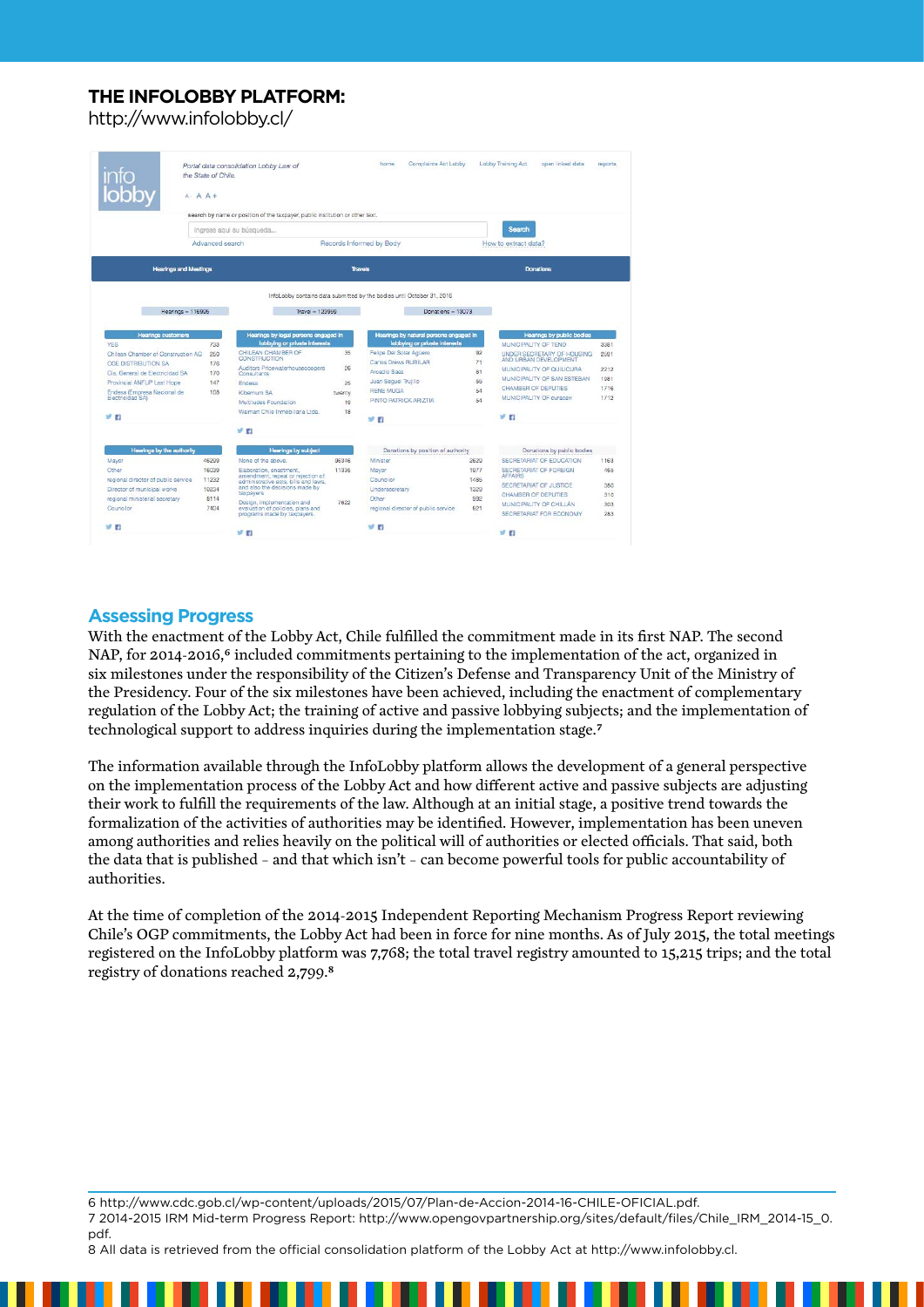## THE INFOLOBBY PLATFORM:

http://www.infolobby.cl/

info lobby

Portal data consolidation Lobby Law of the State of Chile.

home | Complaints Act Lobby | Lobby Training Act | open linked data | reports

search by name or position of the taxpayer, public institution or other text.

Ingrese aquí su búsqueda... | Search

Advanced search | Records Informed by Body | How to extract data?

Hearings and Meetings | Travels | Donations

InfoLobby contains data submitted by the bodies until October 31, 2016

Hearings = 116906 | Travel = 123980 | Donations = 19073

| Hearings customers | |
|---|---|
| YES | 733 |
| Chilean Chamber of Construction AG | 250 |
| CGE DISTRIBUTION SA | 176 |
| Cía. General de Electricidad SA | 170 |
| Provincial ANFUP Last Hope | 147 |
| Endesa (Empresa Nacional de Electricidad SA) | 108 |

| Hearings by legal persons engaged in lobbying or private interests | |
|---|---|
| CHILEAN CHAMBER OF CONSTRUCTION | 35 |
| Auditors Pricewaterhousecoopers Consultants | 26 |
| Endesa | 25 |
| Kibernum SA | twenty |
| Multitudes Foundation | 19 |
| Walmart Chile Inmobiliaria Ltda. | 18 |

| Hearings by natural persons engaged in lobbying or private interests | |
|---|---|
| Felipe Del Solar Aguirre | 92 |
| Carlos Drews RUBILAR | 71 |
| Arcadio Baez | 61 |
| Juan Seguel Trujillo | 55 |
| RENE MUGA | 54 |
| PINTO PATRICK ARIZTIA | 54 |

| Hearings by public bodies | |
|---|---|
| MUNICIPALITY OF TENO | 3361 |
| UNDERSECRETARY OF HOUSING AND URBAN DEVELOPMENT | 2561 |
| MUNICIPALITY OF QUILICURA | 2212 |
| MUNICIPALITY OF SAN ESTEBAN | 1981 |
| CHAMBER OF DEPUTIES | 1716 |
| MUNICIPALITY OF purasaw | 1712 |

| Hearings by the authority | |
|---|---|
| Mayor | 46299 |
| Other | 16039 |
| regional director of public service | 11232 |
| Director of municipal works | 10834 |
| regional ministerial secretary | 8114 |
| Councilor | 7404 |

| Hearings by subject | |
|---|---|
| None of the above. | 96316 |
| Elaboration, enactment, amendment, repeal or rejection of administrative acts, bills and laws, and also the decisions made by taxpayers | 11936 |
| Design, implementation and evaluation of policies, plans and programs made by taxpayers. | 7622 |

| Donations by position of authority | |
|---|---|
| Minister | 2620 |
| Mayor | 1977 |
| Councilor | 1485 |
| Undersecretary | 1029 |
| Other | 993 |
| regional director of public service | 621 |

| Donations by public bodies | |
|---|---|
| SECRETARIAT OF EDUCATION | 1163 |
| SECRETARIAT OF FOREIGN AFFAIRS | 466 |
| SECRETARIAT OF JUSTICE | 350 |
| CHAMBER OF DEPUTIES | 310 |
| MUNICIPALITY OF CHILLÁN | 303 |
| SECRETARIAT FOR ECONOMY | 283 |

### Assessing Progress

With the enactment of the Lobby Act, Chile fulfilled the commitment made in its first NAP. The second NAP, for 2014-2016,[6] included commitments pertaining to the implementation of the act, organized in six milestones under the responsibility of the Citizen's Defense and Transparency Unit of the Ministry of the Presidency. Four of the six milestones have been achieved, including the enactment of complementary regulation of the Lobby Act; the training of active and passive lobbying subjects; and the implementation of technological support to address inquiries during the implementation stage.[7]

The information available through the InfoLobby platform allows the development of a general perspective on the implementation process of the Lobby Act and how different active and passive subjects are adjusting their work to fulfill the requirements of the law. Although at an initial stage, a positive trend towards the formalization of the activities of authorities may be identified. However, implementation has been uneven among authorities and relies heavily on the political will of authorities or elected officials. That said, both the data that is published – and that which isn't – can become powerful tools for public accountability of authorities.

At the time of completion of the 2014-2015 Independent Reporting Mechanism Progress Report reviewing Chile's OGP commitments, the Lobby Act had been in force for nine months. As of July 2015, the total meetings registered on the InfoLobby platform was 7,768; the total travel registry amounted to 15,215 trips; and the total registry of donations reached 2,799.[8]

6 http://www.cdc.gob.cl/wp-content/uploads/2015/07/Plan-de-Accion-2014-16-CHILE-OFICIAL.pdf.

7 2014-2015 IRM Mid-term Progress Report: http://www.opengovpartnership.org/sites/default/files/Chile_IRM_2014-15_0.pdf.

8 All data is retrieved from the official consolidation platform of the Lobby Act at http://www.infolobby.cl.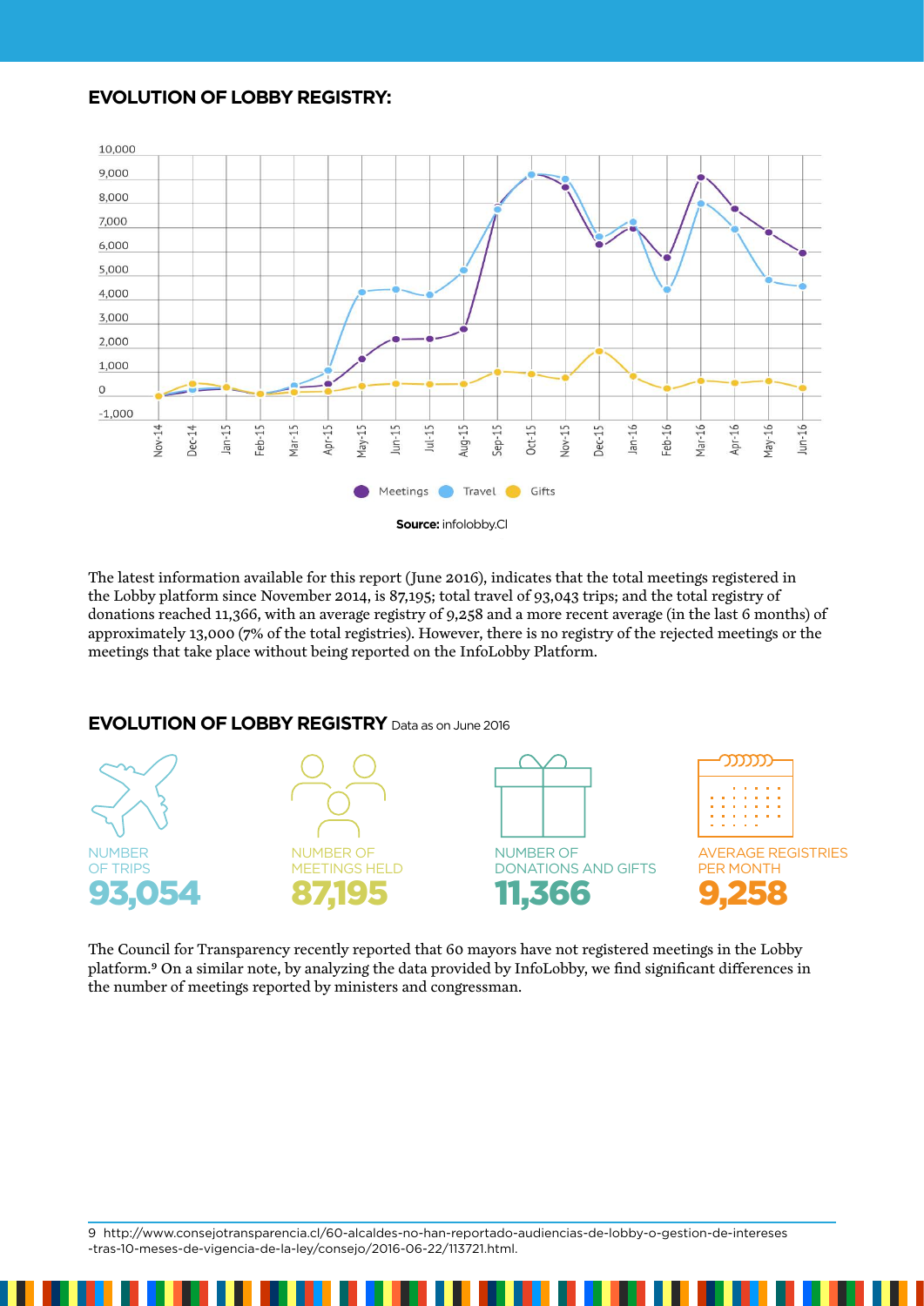## EVOLUTION OF LOBBY REGISTRY:

**Source:** infolobby.Cl

The latest information available for this report (June 2016), indicates that the total meetings registered in the Lobby platform since November 2014, is 87,195; total travel of 93,043 trips; and the total registry of donations reached 11,366, with an average registry of 9,258 and a more recent average (in the last 6 months) of approximately 13,000 (7% of the total registries). However, there is no registry of the rejected meetings or the meetings that take place without being reported on the InfoLobby Platform.

## EVOLUTION OF LOBBY REGISTRY Data as on June 2016

NUMBER OF TRIPS
**93,054**

NUMBER OF MEETINGS HELD
**87,195**

NUMBER OF DONATIONS AND GIFTS
**11,366**

AVERAGE REGISTRIES PER MONTH
**9,258**

The Council for Transparency recently reported that 60 mayors have not registered meetings in the Lobby platform.[9] On a similar note, by analyzing the data provided by InfoLobby, we find significant differences in the number of meetings reported by ministers and congressman.

---

9 http://www.consejotransparencia.cl/60-alcaldes-no-han-reportado-audiencias-de-lobby-o-gestion-de-intereses-tras-10-meses-de-vigencia-de-la-ley/consejo/2016-06-22/113721.html.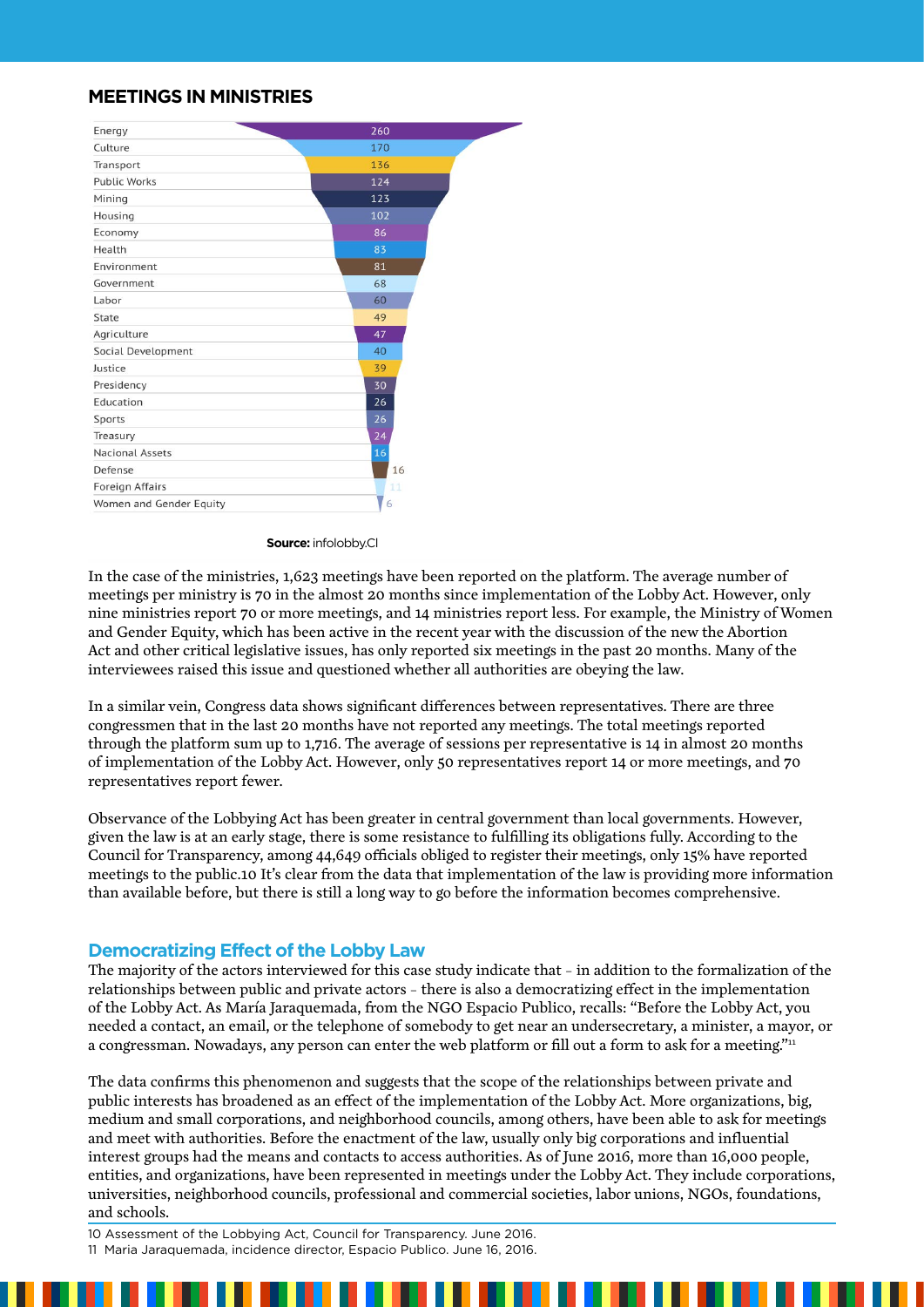## MEETINGS IN MINISTRIES

| Ministry | Meetings |
|---|---|
| Energy | 260 |
| Culture | 170 |
| Transport | 136 |
| Public Works | 124 |
| Mining | 123 |
| Housing | 102 |
| Economy | 86 |
| Health | 83 |
| Environment | 81 |
| Government | 68 |
| Labor | 60 |
| State | 49 |
| Agriculture | 47 |
| Social Development | 40 |
| Justice | 39 |
| Presidency | 30 |
| Education | 26 |
| Sports | 26 |
| Treasury | 24 |
| Nacional Assets | 16 |
| Defense | 16 |
| Foreign Affairs | 11 |
| Women and Gender Equity | 6 |

**Source:** infolobby.Cl

In the case of the ministries, 1,623 meetings have been reported on the platform. The average number of meetings per ministry is 70 in the almost 20 months since implementation of the Lobby Act. However, only nine ministries report 70 or more meetings, and 14 ministries report less. For example, the Ministry of Women and Gender Equity, which has been active in the recent year with the discussion of the new the Abortion Act and other critical legislative issues, has only reported six meetings in the past 20 months. Many of the interviewees raised this issue and questioned whether all authorities are obeying the law.

In a similar vein, Congress data shows significant differences between representatives. There are three congressmen that in the last 20 months have not reported any meetings. The total meetings reported through the platform sum up to 1,716. The average of sessions per representative is 14 in almost 20 months of implementation of the Lobby Act. However, only 50 representatives report 14 or more meetings, and 70 representatives report fewer.

Observance of the Lobbying Act has been greater in central government than local governments. However, given the law is at an early stage, there is some resistance to fulfilling its obligations fully. According to the Council for Transparency, among 44,649 officials obliged to register their meetings, only 15% have reported meetings to the public.10 It's clear from the data that implementation of the law is providing more information than available before, but there is still a long way to go before the information becomes comprehensive.

## Democratizing Effect of the Lobby Law

The majority of the actors interviewed for this case study indicate that – in addition to the formalization of the relationships between public and private actors – there is also a democratizing effect in the implementation of the Lobby Act. As María Jaraquemada, from the NGO Espacio Publico, recalls: "Before the Lobby Act, you needed a contact, an email, or the telephone of somebody to get near an undersecretary, a minister, a mayor, or a congressman. Nowadays, any person can enter the web platform or fill out a form to ask for a meeting."[11]

The data confirms this phenomenon and suggests that the scope of the relationships between private and public interests has broadened as an effect of the implementation of the Lobby Act. More organizations, big, medium and small corporations, and neighborhood councils, among others, have been able to ask for meetings and meet with authorities. Before the enactment of the law, usually only big corporations and influential interest groups had the means and contacts to access authorities. As of June 2016, more than 16,000 people, entities, and organizations, have been represented in meetings under the Lobby Act. They include corporations, universities, neighborhood councils, professional and commercial societies, labor unions, NGOs, foundations, and schools.

10 Assessment of the Lobbying Act, Council for Transparency. June 2016.

11 Maria Jaraquemada, incidence director, Espacio Publico. June 16, 2016.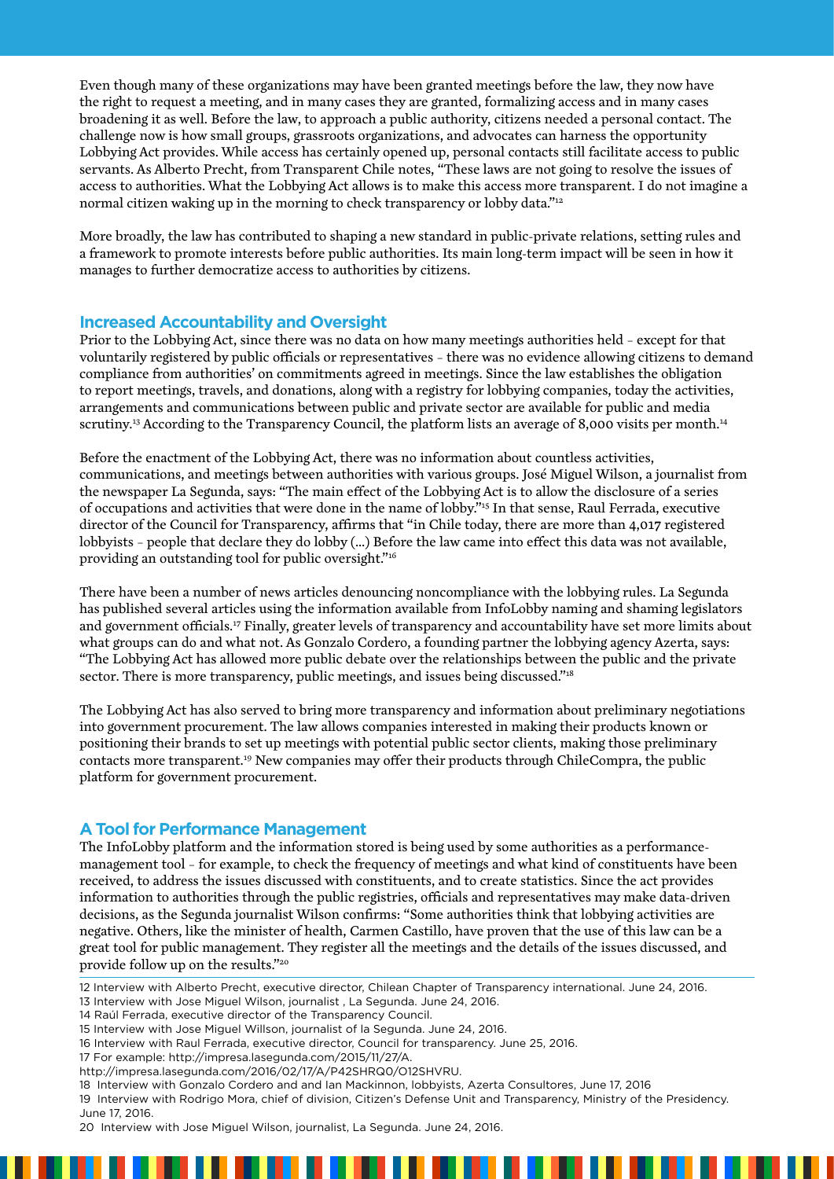Even though many of these organizations may have been granted meetings before the law, they now have the right to request a meeting, and in many cases they are granted, formalizing access and in many cases broadening it as well. Before the law, to approach a public authority, citizens needed a personal contact. The challenge now is how small groups, grassroots organizations, and advocates can harness the opportunity Lobbying Act provides. While access has certainly opened up, personal contacts still facilitate access to public servants. As Alberto Precht, from Transparent Chile notes, "These laws are not going to resolve the issues of access to authorities. What the Lobbying Act allows is to make this access more transparent. I do not imagine a normal citizen waking up in the morning to check transparency or lobby data."[12]

More broadly, the law has contributed to shaping a new standard in public-private relations, setting rules and a framework to promote interests before public authorities. Its main long-term impact will be seen in how it manages to further democratize access to authorities by citizens.

## Increased Accountability and Oversight

Prior to the Lobbying Act, since there was no data on how many meetings authorities held – except for that voluntarily registered by public officials or representatives – there was no evidence allowing citizens to demand compliance from authorities' on commitments agreed in meetings. Since the law establishes the obligation to report meetings, travels, and donations, along with a registry for lobbying companies, today the activities, arrangements and communications between public and private sector are available for public and media scrutiny.[13] According to the Transparency Council, the platform lists an average of 8,000 visits per month.[14]

Before the enactment of the Lobbying Act, there was no information about countless activities, communications, and meetings between authorities with various groups. José Miguel Wilson, a journalist from the newspaper La Segunda, says: "The main effect of the Lobbying Act is to allow the disclosure of a series of occupations and activities that were done in the name of lobby."[15] In that sense, Raul Ferrada, executive director of the Council for Transparency, affirms that "in Chile today, there are more than 4,017 registered lobbyists – people that declare they do lobby (...) Before the law came into effect this data was not available, providing an outstanding tool for public oversight."[16]

There have been a number of news articles denouncing noncompliance with the lobbying rules. La Segunda has published several articles using the information available from InfoLobby naming and shaming legislators and government officials.[17] Finally, greater levels of transparency and accountability have set more limits about what groups can do and what not. As Gonzalo Cordero, a founding partner the lobbying agency Azerta, says: "The Lobbying Act has allowed more public debate over the relationships between the public and the private sector. There is more transparency, public meetings, and issues being discussed."[18]

The Lobbying Act has also served to bring more transparency and information about preliminary negotiations into government procurement. The law allows companies interested in making their products known or positioning their brands to set up meetings with potential public sector clients, making those preliminary contacts more transparent.[19] New companies may offer their products through ChileCompra, the public platform for government procurement.

## A Tool for Performance Management

The InfoLobby platform and the information stored is being used by some authorities as a performance-management tool – for example, to check the frequency of meetings and what kind of constituents have been received, to address the issues discussed with constituents, and to create statistics. Since the act provides information to authorities through the public registries, officials and representatives may make data-driven decisions, as the Segunda journalist Wilson confirms: "Some authorities think that lobbying activities are negative. Others, like the minister of health, Carmen Castillo, have proven that the use of this law can be a great tool for public management. They register all the meetings and the details of the issues discussed, and provide follow up on the results."[20]

---

12 Interview with Alberto Precht, executive director, Chilean Chapter of Transparency international. June 24, 2016.

13 Interview with Jose Miguel Wilson, journalist , La Segunda. June 24, 2016.

14 Raúl Ferrada, executive director of the Transparency Council.

15 Interview with Jose Miguel Willson, journalist of la Segunda. June 24, 2016.

16 Interview with Raul Ferrada, executive director, Council for transparency. June 25, 2016.

17 For example: http://impresa.lasegunda.com/2015/11/27/A.
http://impresa.lasegunda.com/2016/02/17/A/P42SHRQ0/O12SHVRU.

18 Interview with Gonzalo Cordero and and Ian Mackinnon, lobbyists, Azerta Consultores, June 17, 2016

19 Interview with Rodrigo Mora, chief of division, Citizen's Defense Unit and Transparency, Ministry of the Presidency. June 17, 2016.

20 Interview with Jose Miguel Wilson, journalist, La Segunda. June 24, 2016.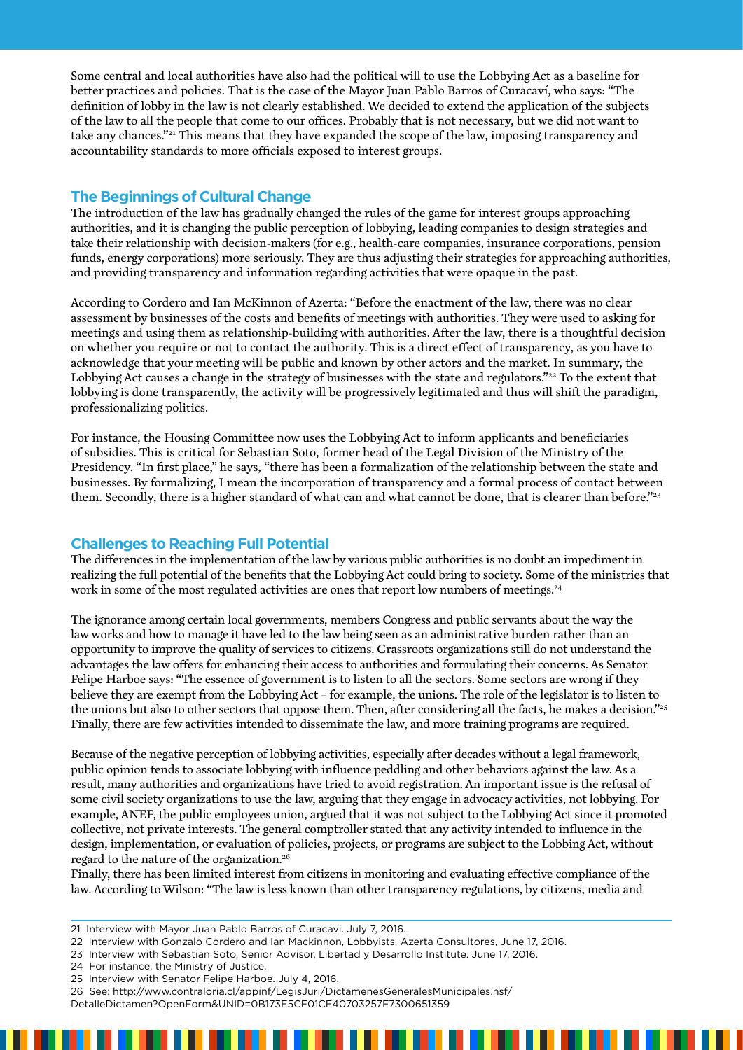Some central and local authorities have also had the political will to use the Lobbying Act as a baseline for better practices and policies. That is the case of the Mayor Juan Pablo Barros of Curacaví, who says: "The definition of lobby in the law is not clearly established. We decided to extend the application of the subjects of the law to all the people that come to our offices. Probably that is not necessary, but we did not want to take any chances."[21] This means that they have expanded the scope of the law, imposing transparency and accountability standards to more officials exposed to interest groups.

## The Beginnings of Cultural Change

The introduction of the law has gradually changed the rules of the game for interest groups approaching authorities, and it is changing the public perception of lobbying, leading companies to design strategies and take their relationship with decision-makers (for e.g., health-care companies, insurance corporations, pension funds, energy corporations) more seriously. They are thus adjusting their strategies for approaching authorities, and providing transparency and information regarding activities that were opaque in the past.

According to Cordero and Ian McKinnon of Azerta: "Before the enactment of the law, there was no clear assessment by businesses of the costs and benefits of meetings with authorities. They were used to asking for meetings and using them as relationship-building with authorities. After the law, there is a thoughtful decision on whether you require or not to contact the authority. This is a direct effect of transparency, as you have to acknowledge that your meeting will be public and known by other actors and the market. In summary, the Lobbying Act causes a change in the strategy of businesses with the state and regulators."[22] To the extent that lobbying is done transparently, the activity will be progressively legitimated and thus will shift the paradigm, professionalizing politics.

For instance, the Housing Committee now uses the Lobbying Act to inform applicants and beneficiaries of subsidies. This is critical for Sebastian Soto, former head of the Legal Division of the Ministry of the Presidency. "In first place," he says, "there has been a formalization of the relationship between the state and businesses. By formalizing, I mean the incorporation of transparency and a formal process of contact between them. Secondly, there is a higher standard of what can and what cannot be done, that is clearer than before."[23]

## Challenges to Reaching Full Potential

The differences in the implementation of the law by various public authorities is no doubt an impediment in realizing the full potential of the benefits that the Lobbying Act could bring to society. Some of the ministries that work in some of the most regulated activities are ones that report low numbers of meetings.[24]

The ignorance among certain local governments, members Congress and public servants about the way the law works and how to manage it have led to the law being seen as an administrative burden rather than an opportunity to improve the quality of services to citizens. Grassroots organizations still do not understand the advantages the law offers for enhancing their access to authorities and formulating their concerns. As Senator Felipe Harboe says: "The essence of government is to listen to all the sectors. Some sectors are wrong if they believe they are exempt from the Lobbying Act – for example, the unions. The role of the legislator is to listen to the unions but also to other sectors that oppose them. Then, after considering all the facts, he makes a decision."[25] Finally, there are few activities intended to disseminate the law, and more training programs are required.

Because of the negative perception of lobbying activities, especially after decades without a legal framework, public opinion tends to associate lobbying with influence peddling and other behaviors against the law. As a result, many authorities and organizations have tried to avoid registration. An important issue is the refusal of some civil society organizations to use the law, arguing that they engage in advocacy activities, not lobbying. For example, ANEF, the public employees union, argued that it was not subject to the Lobbying Act since it promoted collective, not private interests. The general comptroller stated that any activity intended to influence in the design, implementation, or evaluation of policies, projects, or programs are subject to the Lobbing Act, without regard to the nature of the organization.[26]

Finally, there has been limited interest from citizens in monitoring and evaluating effective compliance of the law. According to Wilson: "The law is less known than other transparency regulations, by citizens, media and

---

21 Interview with Mayor Juan Pablo Barros of Curacavi. July 7, 2016.

22 Interview with Gonzalo Cordero and Ian Mackinnon, Lobbyists, Azerta Consultores, June 17, 2016.

23 Interview with Sebastian Soto, Senior Advisor, Libertad y Desarrollo Institute. June 17, 2016.

24 For instance, the Ministry of Justice.

25 Interview with Senator Felipe Harboe. July 4, 2016.

26 See: http://www.contraloria.cl/appinf/LegisJuri/DictamenesGeneralesMunicipales.nsf/DetalleDictamen?OpenForm&UNID=0B173E5CF01CE40703257F7300651359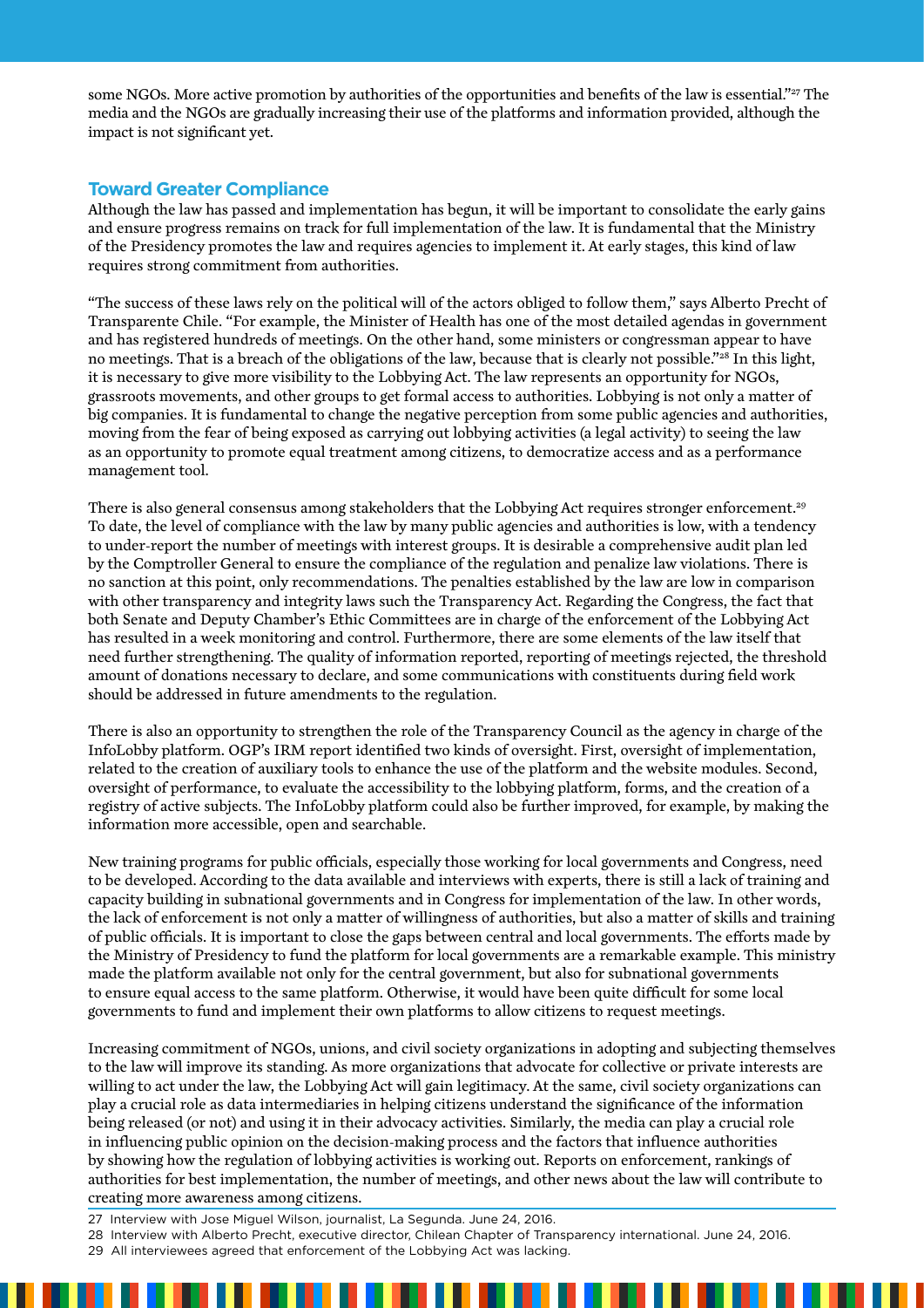some NGOs. More active promotion by authorities of the opportunities and benefits of the law is essential."[27] The media and the NGOs are gradually increasing their use of the platforms and information provided, although the impact is not significant yet.

## Toward Greater Compliance

Although the law has passed and implementation has begun, it will be important to consolidate the early gains and ensure progress remains on track for full implementation of the law. It is fundamental that the Ministry of the Presidency promotes the law and requires agencies to implement it. At early stages, this kind of law requires strong commitment from authorities.

"The success of these laws rely on the political will of the actors obliged to follow them," says Alberto Precht of Transparente Chile. "For example, the Minister of Health has one of the most detailed agendas in government and has registered hundreds of meetings. On the other hand, some ministers or congressman appear to have no meetings. That is a breach of the obligations of the law, because that is clearly not possible."[28] In this light, it is necessary to give more visibility to the Lobbying Act. The law represents an opportunity for NGOs, grassroots movements, and other groups to get formal access to authorities. Lobbying is not only a matter of big companies. It is fundamental to change the negative perception from some public agencies and authorities, moving from the fear of being exposed as carrying out lobbying activities (a legal activity) to seeing the law as an opportunity to promote equal treatment among citizens, to democratize access and as a performance management tool.

There is also general consensus among stakeholders that the Lobbying Act requires stronger enforcement.[29] To date, the level of compliance with the law by many public agencies and authorities is low, with a tendency to under-report the number of meetings with interest groups. It is desirable a comprehensive audit plan led by the Comptroller General to ensure the compliance of the regulation and penalize law violations. There is no sanction at this point, only recommendations. The penalties established by the law are low in comparison with other transparency and integrity laws such the Transparency Act. Regarding the Congress, the fact that both Senate and Deputy Chamber's Ethic Committees are in charge of the enforcement of the Lobbying Act has resulted in a week monitoring and control. Furthermore, there are some elements of the law itself that need further strengthening. The quality of information reported, reporting of meetings rejected, the threshold amount of donations necessary to declare, and some communications with constituents during field work should be addressed in future amendments to the regulation.

There is also an opportunity to strengthen the role of the Transparency Council as the agency in charge of the InfoLobby platform. OGP's IRM report identified two kinds of oversight. First, oversight of implementation, related to the creation of auxiliary tools to enhance the use of the platform and the website modules. Second, oversight of performance, to evaluate the accessibility to the lobbying platform, forms, and the creation of a registry of active subjects. The InfoLobby platform could also be further improved, for example, by making the information more accessible, open and searchable.

New training programs for public officials, especially those working for local governments and Congress, need to be developed. According to the data available and interviews with experts, there is still a lack of training and capacity building in subnational governments and in Congress for implementation of the law. In other words, the lack of enforcement is not only a matter of willingness of authorities, but also a matter of skills and training of public officials. It is important to close the gaps between central and local governments. The efforts made by the Ministry of Presidency to fund the platform for local governments are a remarkable example. This ministry made the platform available not only for the central government, but also for subnational governments to ensure equal access to the same platform. Otherwise, it would have been quite difficult for some local governments to fund and implement their own platforms to allow citizens to request meetings.

Increasing commitment of NGOs, unions, and civil society organizations in adopting and subjecting themselves to the law will improve its standing. As more organizations that advocate for collective or private interests are willing to act under the law, the Lobbying Act will gain legitimacy. At the same, civil society organizations can play a crucial role as data intermediaries in helping citizens understand the significance of the information being released (or not) and using it in their advocacy activities. Similarly, the media can play a crucial role in influencing public opinion on the decision-making process and the factors that influence authorities by showing how the regulation of lobbying activities is working out. Reports on enforcement, rankings of authorities for best implementation, the number of meetings, and other news about the law will contribute to creating more awareness among citizens.

27 Interview with Jose Miguel Wilson, journalist, La Segunda. June 24, 2016.

28 Interview with Alberto Precht, executive director, Chilean Chapter of Transparency international. June 24, 2016.

29 All interviewees agreed that enforcement of the Lobbying Act was lacking.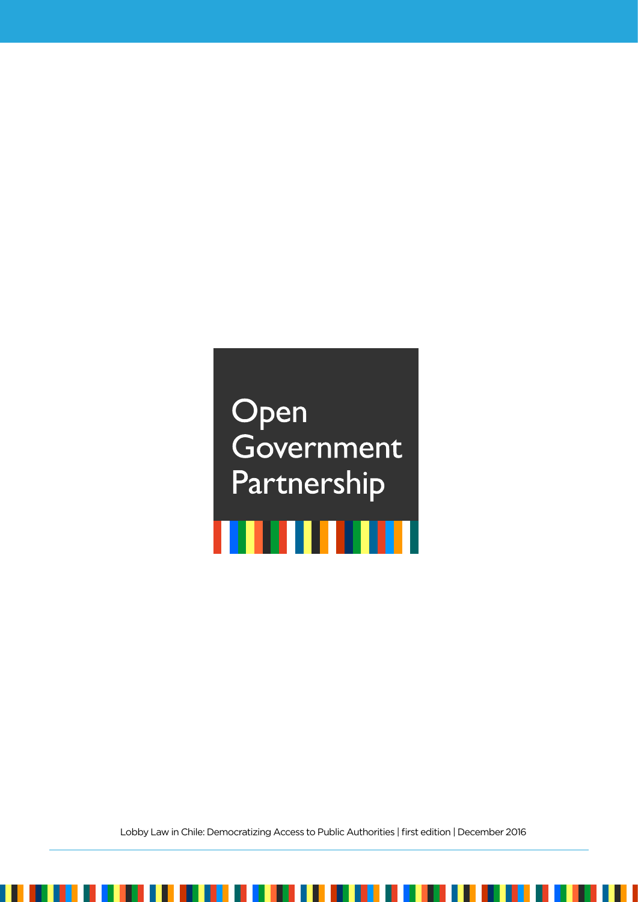Open
Government
Partnership

Lobby Law in Chile: Democratizing Access to Public Authorities | first edition | December 2016